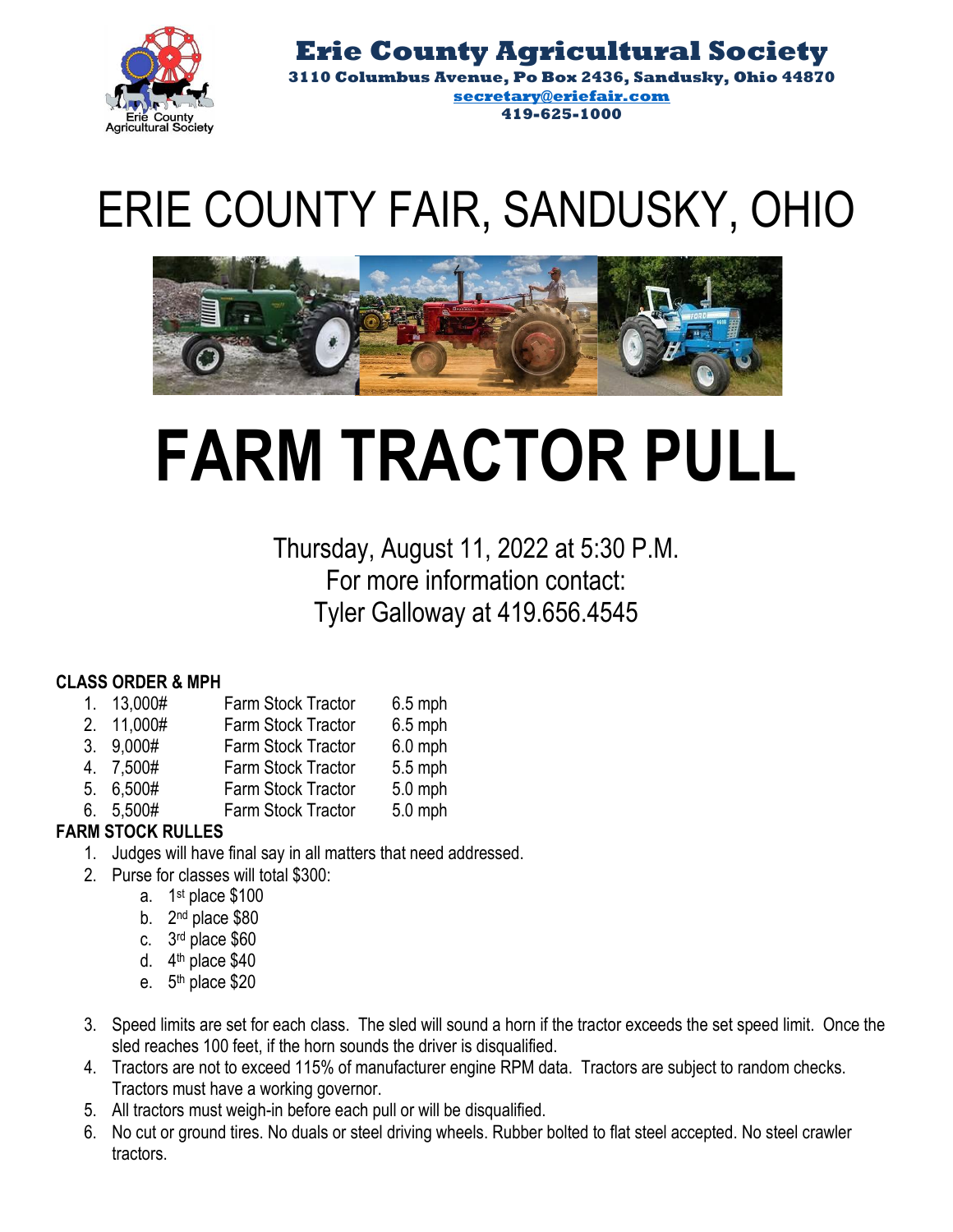# Erie County Agricultural Society

**3110 Columbus Avenue, Po Box 2436, Sandusky, Ohio 44870**

**secretary@eriefair.com**

**419-625-1000**

# ERIE COUNTY FAIR, SANDUSKY, OHIO

# FARM TRACTOR PULL

Thursday, August 11, 2022 at 5:30 P.M.
For more information contact:
Tyler Galloway at 419.656.4545

**CLASS ORDER & MPH**

1. 13,000# Farm Stock Tractor 6.5 mph
2. 11,000# Farm Stock Tractor 6.5 mph
3. 9,000# Farm Stock Tractor 6.0 mph
4. 7,500# Farm Stock Tractor 5.5 mph
5. 6,500# Farm Stock Tractor 5.0 mph
6. 5,500# Farm Stock Tractor 5.0 mph

**FARM STOCK RULLES**

1. Judges will have final say in all matters that need addressed.
2. Purse for classes will total $300:
   a. 1st place $100
   b. 2nd place $80
   c. 3rd place $60
   d. 4th place $40
   e. 5th place $20
3. Speed limits are set for each class. The sled will sound a horn if the tractor exceeds the set speed limit. Once the sled reaches 100 feet, if the horn sounds the driver is disqualified.
4. Tractors are not to exceed 115% of manufacturer engine RPM data. Tractors are subject to random checks. Tractors must have a working governor.
5. All tractors must weigh-in before each pull or will be disqualified.
6. No cut or ground tires. No duals or steel driving wheels. Rubber bolted to flat steel accepted. No steel crawler tractors.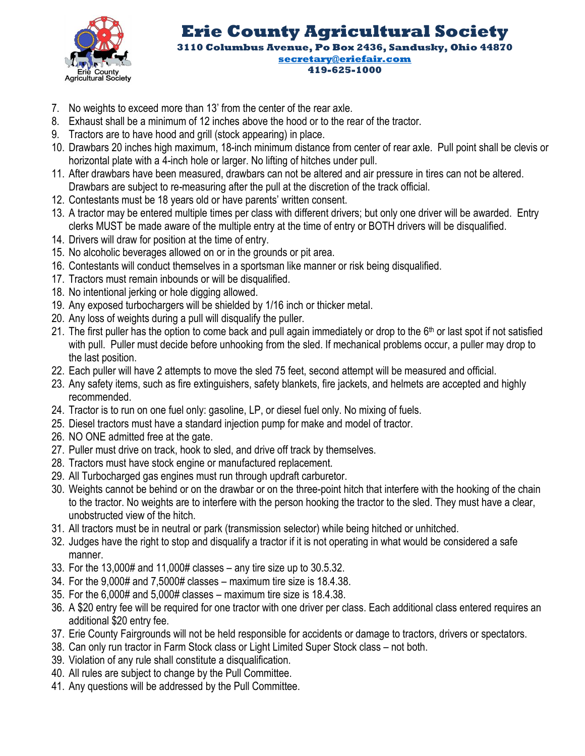# Erie County Agricultural Society

**3110 Columbus Avenue, Po Box 2436, Sandusky, Ohio 44870**

**secretary@eriefair.com**

**419-625-1000**

7. No weights to exceed more than 13' from the center of the rear axle.
8. Exhaust shall be a minimum of 12 inches above the hood or to the rear of the tractor.
9. Tractors are to have hood and grill (stock appearing) in place.
10. Drawbars 20 inches high maximum, 18-inch minimum distance from center of rear axle. Pull point shall be clevis or horizontal plate with a 4-inch hole or larger. No lifting of hitches under pull.
11. After drawbars have been measured, drawbars can not be altered and air pressure in tires can not be altered. Drawbars are subject to re-measuring after the pull at the discretion of the track official.
12. Contestants must be 18 years old or have parents' written consent.
13. A tractor may be entered multiple times per class with different drivers; but only one driver will be awarded. Entry clerks MUST be made aware of the multiple entry at the time of entry or BOTH drivers will be disqualified.
14. Drivers will draw for position at the time of entry.
15. No alcoholic beverages allowed on or in the grounds or pit area.
16. Contestants will conduct themselves in a sportsman like manner or risk being disqualified.
17. Tractors must remain inbounds or will be disqualified.
18. No intentional jerking or hole digging allowed.
19. Any exposed turbochargers will be shielded by 1/16 inch or thicker metal.
20. Any loss of weights during a pull will disqualify the puller.
21. The first puller has the option to come back and pull again immediately or drop to the 6th or last spot if not satisfied with pull. Puller must decide before unhooking from the sled. If mechanical problems occur, a puller may drop to the last position.
22. Each puller will have 2 attempts to move the sled 75 feet, second attempt will be measured and official.
23. Any safety items, such as fire extinguishers, safety blankets, fire jackets, and helmets are accepted and highly recommended.
24. Tractor is to run on one fuel only: gasoline, LP, or diesel fuel only. No mixing of fuels.
25. Diesel tractors must have a standard injection pump for make and model of tractor.
26. NO ONE admitted free at the gate.
27. Puller must drive on track, hook to sled, and drive off track by themselves.
28. Tractors must have stock engine or manufactured replacement.
29. All Turbocharged gas engines must run through updraft carburetor.
30. Weights cannot be behind or on the drawbar or on the three-point hitch that interfere with the hooking of the chain to the tractor. No weights are to interfere with the person hooking the tractor to the sled. They must have a clear, unobstructed view of the hitch.
31. All tractors must be in neutral or park (transmission selector) while being hitched or unhitched.
32. Judges have the right to stop and disqualify a tractor if it is not operating in what would be considered a safe manner.
33. For the 13,000# and 11,000# classes – any tire size up to 30.5.32.
34. For the 9,000# and 7,5000# classes – maximum tire size is 18.4.38.
35. For the 6,000# and 5,000# classes – maximum tire size is 18.4.38.
36. A $20 entry fee will be required for one tractor with one driver per class. Each additional class entered requires an additional $20 entry fee.
37. Erie County Fairgrounds will not be held responsible for accidents or damage to tractors, drivers or spectators.
38. Can only run tractor in Farm Stock class or Light Limited Super Stock class – not both.
39. Violation of any rule shall constitute a disqualification.
40. All rules are subject to change by the Pull Committee.
41. Any questions will be addressed by the Pull Committee.